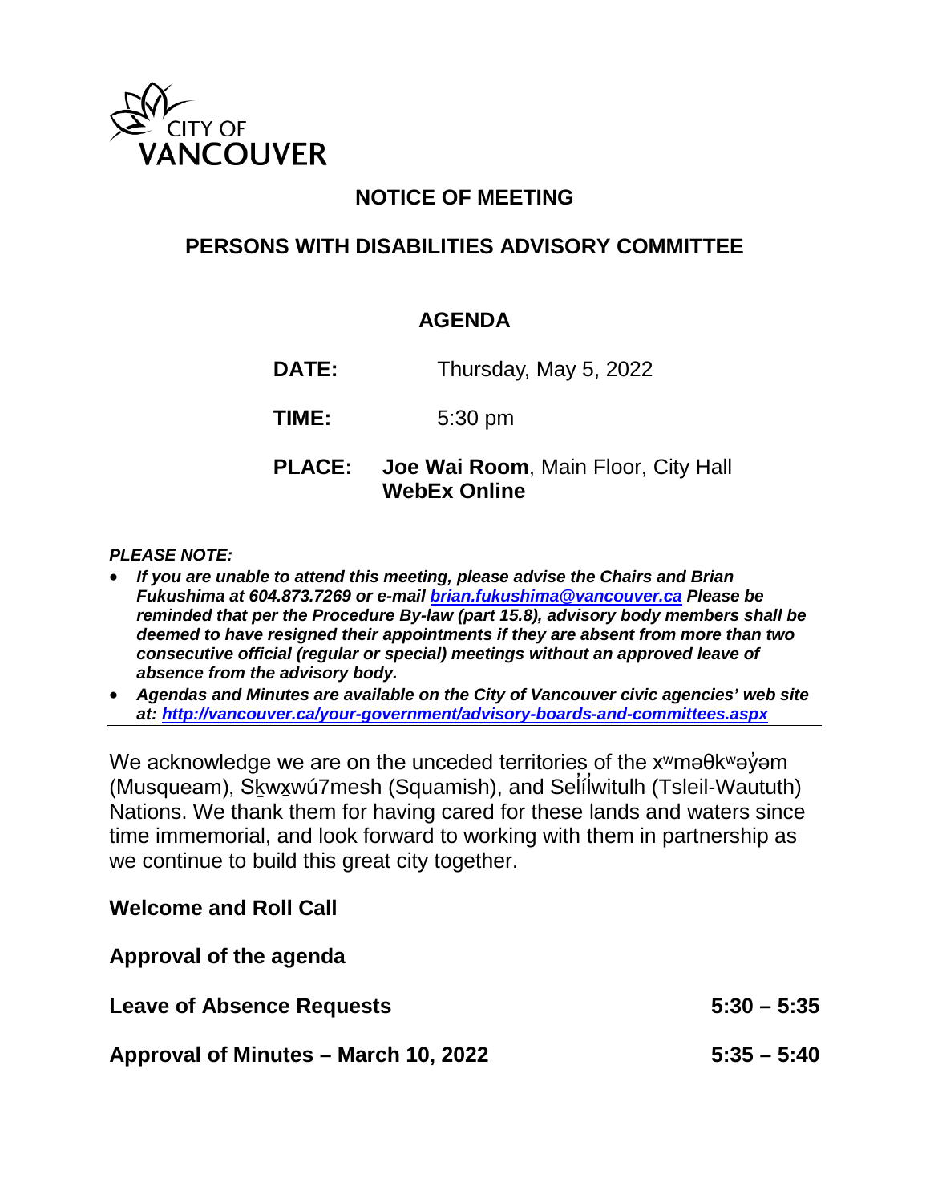CITY OF VANCOUVER

# NOTICE OF MEETING

## PERSONS WITH DISABILITIES ADVISORY COMMITTEE

### AGENDA

**DATE:** Thursday, May 5, 2022

**TIME:** 5:30 pm

**PLACE:** **Joe Wai Room**, Main Floor, City Hall
**WebEx Online**

***PLEASE NOTE:***

- ***If you are unable to attend this meeting, please advise the Chairs and Brian Fukushima at 604.873.7269 or e-mail brian.fukushima@vancouver.ca Please be reminded that per the Procedure By-law (part 15.8), advisory body members shall be deemed to have resigned their appointments if they are absent from more than two consecutive official (regular or special) meetings without an approved leave of absence from the advisory body.***
- ***Agendas and Minutes are available on the City of Vancouver civic agencies' web site at: http://vancouver.ca/your-government/advisory-boards-and-committees.aspx***

We acknowledge we are on the unceded territories of the xʷməθkʷəy̓əm (Musqueam), Sḵwx̱wú7mesh (Squamish), and Səl̓ílwitulh (Tsleil-Waututh) Nations. We thank them for having cared for these lands and waters since time immemorial, and look forward to working with them in partnership as we continue to build this great city together.

**Welcome and Roll Call**

**Approval of the agenda**

**Leave of Absence Requests** **5:30 – 5:35**

**Approval of Minutes – March 10, 2022** **5:35 – 5:40**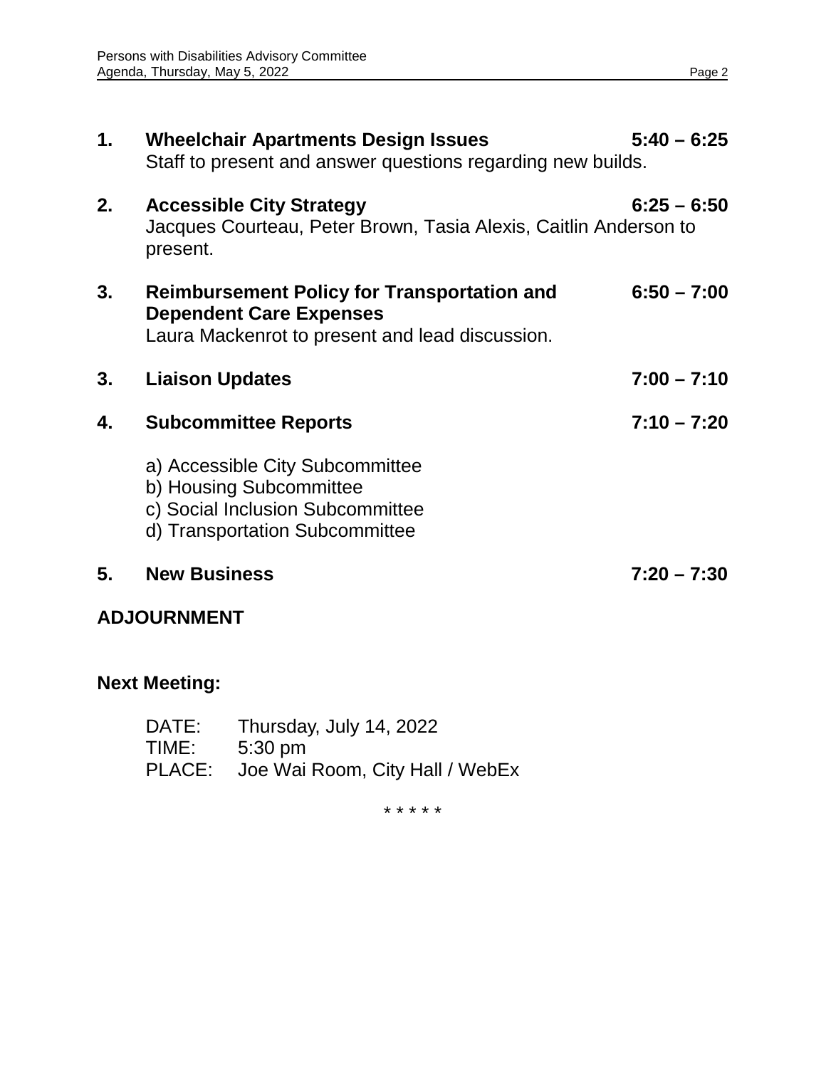**1. Wheelchair Apartments Design Issues** **5:40 – 6:25**
Staff to present and answer questions regarding new builds.

**2. Accessible City Strategy** **6:25 – 6:50**
Jacques Courteau, Peter Brown, Tasia Alexis, Caitlin Anderson to present.

**3. Reimbursement Policy for Transportation and Dependent Care Expenses** **6:50 – 7:00**
Laura Mackenrot to present and lead discussion.

**3. Liaison Updates** **7:00 – 7:10**

**4. Subcommittee Reports** **7:10 – 7:20**

a) Accessible City Subcommittee
b) Housing Subcommittee
c) Social Inclusion Subcommittee
d) Transportation Subcommittee

**5. New Business** **7:20 – 7:30**

**ADJOURNMENT**

**Next Meeting:**

DATE: Thursday, July 14, 2022
TIME: 5:30 pm
PLACE: Joe Wai Room, City Hall / WebEx

* * * * *